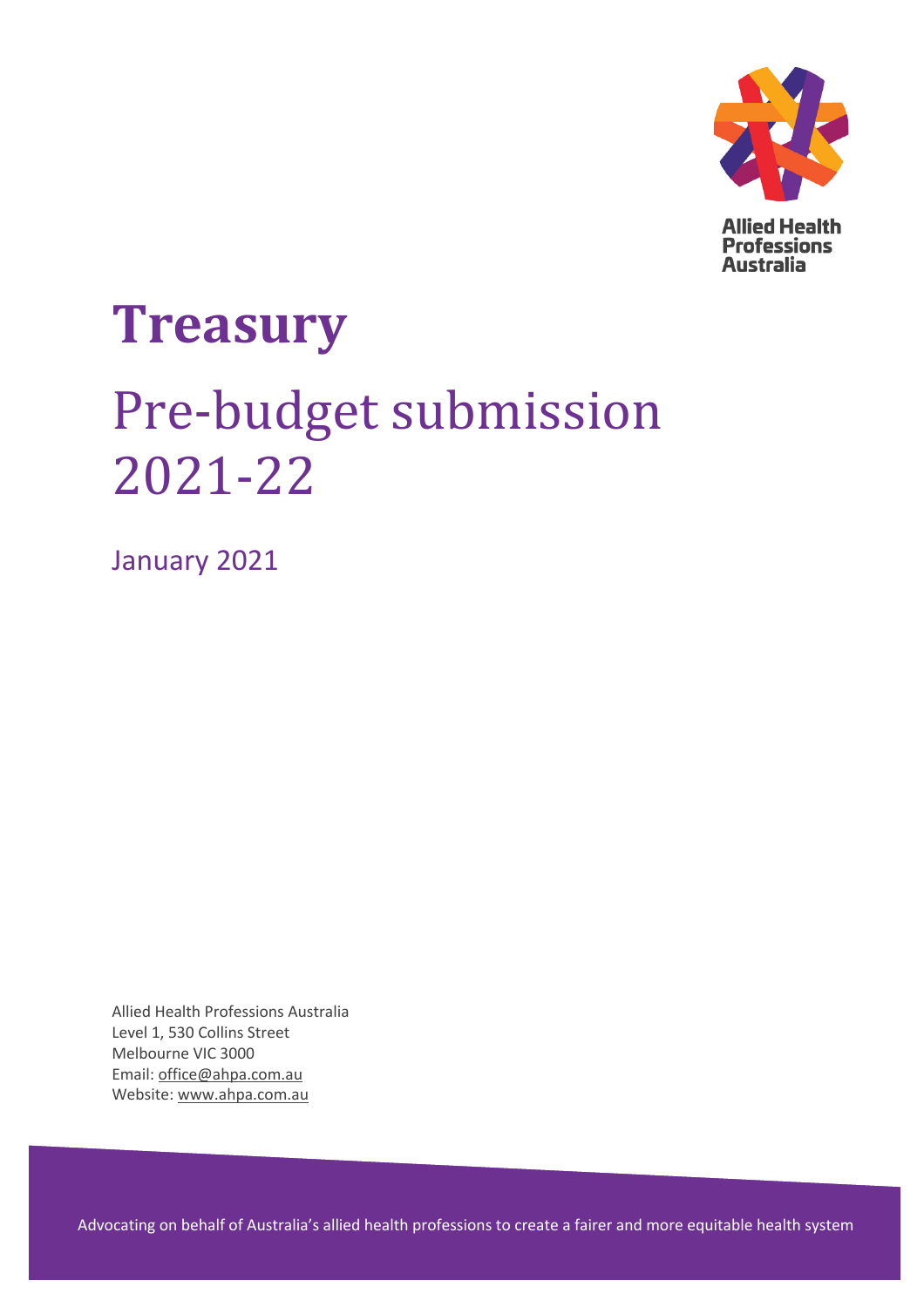Allied Health Professions Australia

# Treasury

# Pre-budget submission 2021-22

January 2021

Allied Health Professions Australia
Level 1, 530 Collins Street
Melbourne VIC 3000
Email: office@ahpa.com.au
Website: www.ahpa.com.au

Advocating on behalf of Australia's allied health professions to create a fairer and more equitable health system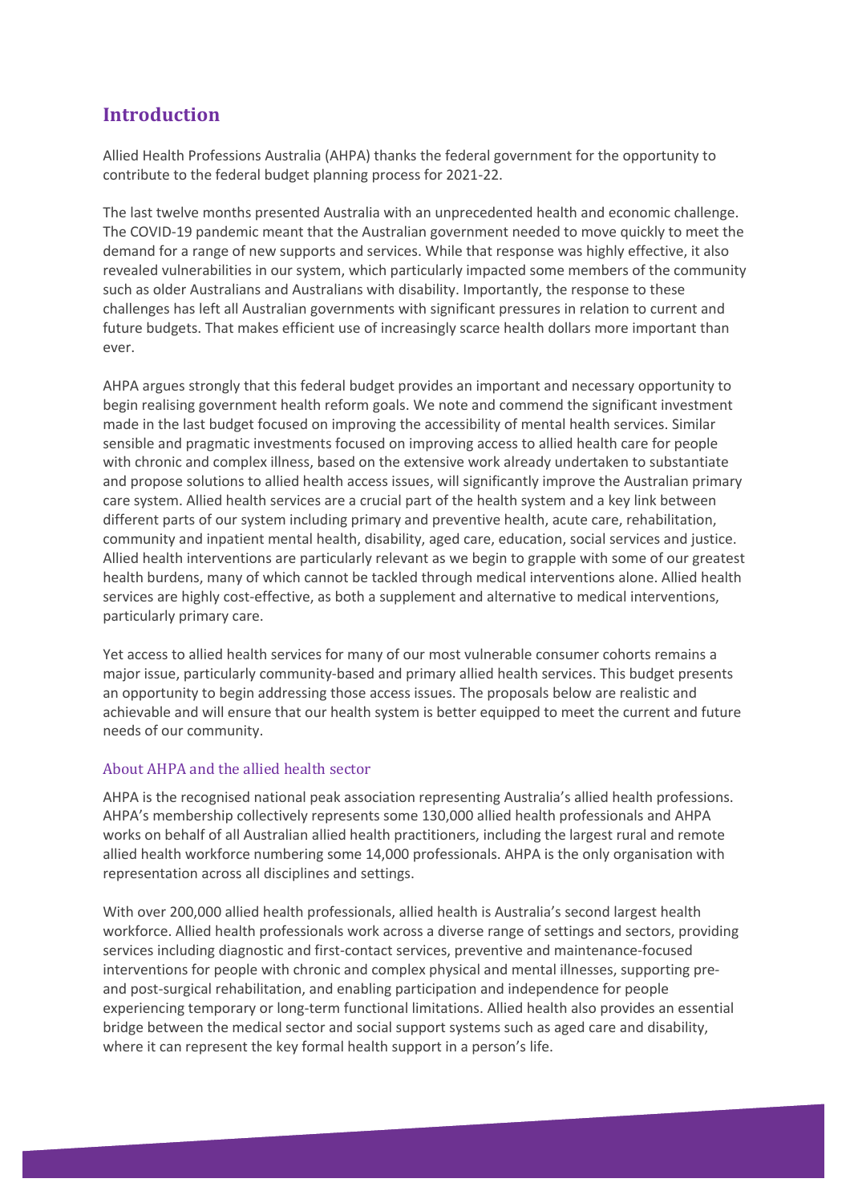## Introduction

Allied Health Professions Australia (AHPA) thanks the federal government for the opportunity to contribute to the federal budget planning process for 2021-22.

The last twelve months presented Australia with an unprecedented health and economic challenge. The COVID-19 pandemic meant that the Australian government needed to move quickly to meet the demand for a range of new supports and services. While that response was highly effective, it also revealed vulnerabilities in our system, which particularly impacted some members of the community such as older Australians and Australians with disability. Importantly, the response to these challenges has left all Australian governments with significant pressures in relation to current and future budgets. That makes efficient use of increasingly scarce health dollars more important than ever.

AHPA argues strongly that this federal budget provides an important and necessary opportunity to begin realising government health reform goals. We note and commend the significant investment made in the last budget focused on improving the accessibility of mental health services. Similar sensible and pragmatic investments focused on improving access to allied health care for people with chronic and complex illness, based on the extensive work already undertaken to substantiate and propose solutions to allied health access issues, will significantly improve the Australian primary care system. Allied health services are a crucial part of the health system and a key link between different parts of our system including primary and preventive health, acute care, rehabilitation, community and inpatient mental health, disability, aged care, education, social services and justice. Allied health interventions are particularly relevant as we begin to grapple with some of our greatest health burdens, many of which cannot be tackled through medical interventions alone. Allied health services are highly cost-effective, as both a supplement and alternative to medical interventions, particularly primary care.

Yet access to allied health services for many of our most vulnerable consumer cohorts remains a major issue, particularly community-based and primary allied health services. This budget presents an opportunity to begin addressing those access issues. The proposals below are realistic and achievable and will ensure that our health system is better equipped to meet the current and future needs of our community.

### About AHPA and the allied health sector

AHPA is the recognised national peak association representing Australia's allied health professions. AHPA's membership collectively represents some 130,000 allied health professionals and AHPA works on behalf of all Australian allied health practitioners, including the largest rural and remote allied health workforce numbering some 14,000 professionals. AHPA is the only organisation with representation across all disciplines and settings.

With over 200,000 allied health professionals, allied health is Australia's second largest health workforce. Allied health professionals work across a diverse range of settings and sectors, providing services including diagnostic and first-contact services, preventive and maintenance-focused interventions for people with chronic and complex physical and mental illnesses, supporting pre- and post-surgical rehabilitation, and enabling participation and independence for people experiencing temporary or long-term functional limitations. Allied health also provides an essential bridge between the medical sector and social support systems such as aged care and disability, where it can represent the key formal health support in a person's life.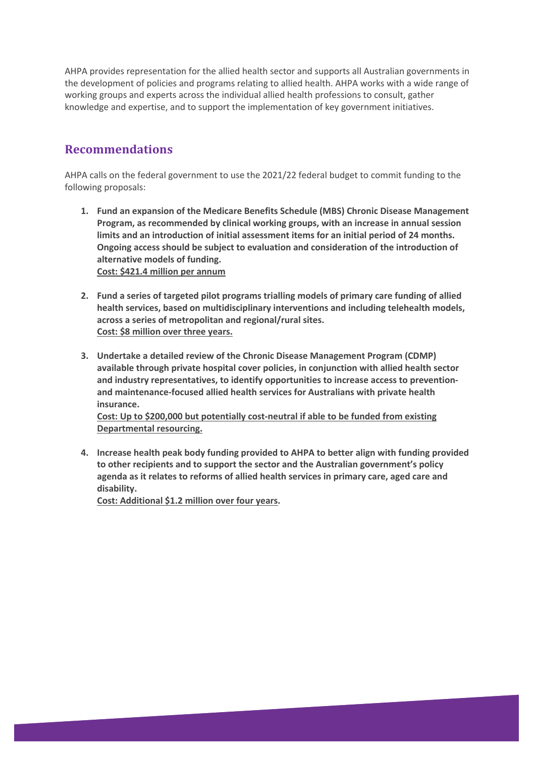AHPA provides representation for the allied health sector and supports all Australian governments in the development of policies and programs relating to allied health. AHPA works with a wide range of working groups and experts across the individual allied health professions to consult, gather knowledge and expertise, and to support the implementation of key government initiatives.

## Recommendations

AHPA calls on the federal government to use the 2021/22 federal budget to commit funding to the following proposals:

1. **Fund an expansion of the Medicare Benefits Schedule (MBS) Chronic Disease Management Program, as recommended by clinical working groups, with an increase in annual session limits and an introduction of initial assessment items for an initial period of 24 months. Ongoing access should be subject to evaluation and consideration of the introduction of alternative models of funding.**
   **<u>Cost: $421.4 million per annum</u>**

2. **Fund a series of targeted pilot programs trialling models of primary care funding of allied health services, based on multidisciplinary interventions and including telehealth models, across a series of metropolitan and regional/rural sites.**
   **<u>Cost: $8 million over three years.</u>**

3. **Undertake a detailed review of the Chronic Disease Management Program (CDMP) available through private hospital cover policies, in conjunction with allied health sector and industry representatives, to identify opportunities to increase access to prevention- and maintenance-focused allied health services for Australians with private health insurance.**
   **<u>Cost: Up to $200,000 but potentially cost-neutral if able to be funded from existing Departmental resourcing.</u>**

4. **Increase health peak body funding provided to AHPA to better align with funding provided to other recipients and to support the sector and the Australian government's policy agenda as it relates to reforms of allied health services in primary care, aged care and disability.**
   **<u>Cost: Additional $1.2 million over four years</u>.**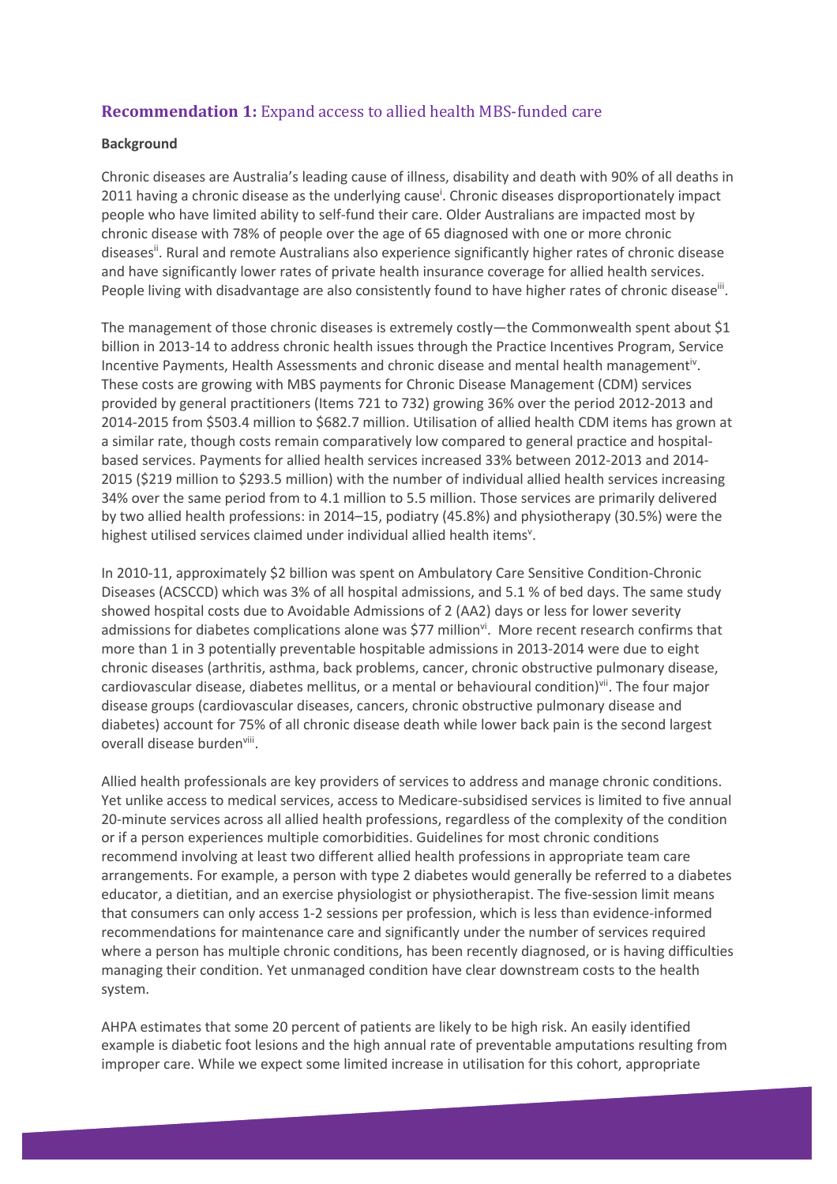## **Recommendation 1:** Expand access to allied health MBS-funded care

**Background**

Chronic diseases are Australia's leading cause of illness, disability and death with 90% of all deaths in 2011 having a chronic disease as the underlying cause[i]. Chronic diseases disproportionately impact people who have limited ability to self-fund their care. Older Australians are impacted most by chronic disease with 78% of people over the age of 65 diagnosed with one or more chronic diseases[ii]. Rural and remote Australians also experience significantly higher rates of chronic disease and have significantly lower rates of private health insurance coverage for allied health services. People living with disadvantage are also consistently found to have higher rates of chronic disease[iii].

The management of those chronic diseases is extremely costly—the Commonwealth spent about $1 billion in 2013-14 to address chronic health issues through the Practice Incentives Program, Service Incentive Payments, Health Assessments and chronic disease and mental health management[iv]. These costs are growing with MBS payments for Chronic Disease Management (CDM) services provided by general practitioners (Items 721 to 732) growing 36% over the period 2012-2013 and 2014-2015 from $503.4 million to $682.7 million. Utilisation of allied health CDM items has grown at a similar rate, though costs remain comparatively low compared to general practice and hospital-based services. Payments for allied health services increased 33% between 2012-2013 and 2014-2015 ($219 million to $293.5 million) with the number of individual allied health services increasing 34% over the same period from to 4.1 million to 5.5 million. Those services are primarily delivered by two allied health professions: in 2014–15, podiatry (45.8%) and physiotherapy (30.5%) were the highest utilised services claimed under individual allied health items[v].

In 2010-11, approximately $2 billion was spent on Ambulatory Care Sensitive Condition-Chronic Diseases (ACSCCD) which was 3% of all hospital admissions, and 5.1 % of bed days. The same study showed hospital costs due to Avoidable Admissions of 2 (AA2) days or less for lower severity admissions for diabetes complications alone was $77 million[vi]. More recent research confirms that more than 1 in 3 potentially preventable hospitable admissions in 2013-2014 were due to eight chronic diseases (arthritis, asthma, back problems, cancer, chronic obstructive pulmonary disease, cardiovascular disease, diabetes mellitus, or a mental or behavioural condition)[vii]. The four major disease groups (cardiovascular diseases, cancers, chronic obstructive pulmonary disease and diabetes) account for 75% of all chronic disease death while lower back pain is the second largest overall disease burden[viii].

Allied health professionals are key providers of services to address and manage chronic conditions. Yet unlike access to medical services, access to Medicare-subsidised services is limited to five annual 20-minute services across all allied health professions, regardless of the complexity of the condition or if a person experiences multiple comorbidities. Guidelines for most chronic conditions recommend involving at least two different allied health professions in appropriate team care arrangements. For example, a person with type 2 diabetes would generally be referred to a diabetes educator, a dietitian, and an exercise physiologist or physiotherapist. The five-session limit means that consumers can only access 1-2 sessions per profession, which is less than evidence-informed recommendations for maintenance care and significantly under the number of services required where a person has multiple chronic conditions, has been recently diagnosed, or is having difficulties managing their condition. Yet unmanaged condition have clear downstream costs to the health system.

AHPA estimates that some 20 percent of patients are likely to be high risk. An easily identified example is diabetic foot lesions and the high annual rate of preventable amputations resulting from improper care. While we expect some limited increase in utilisation for this cohort, appropriate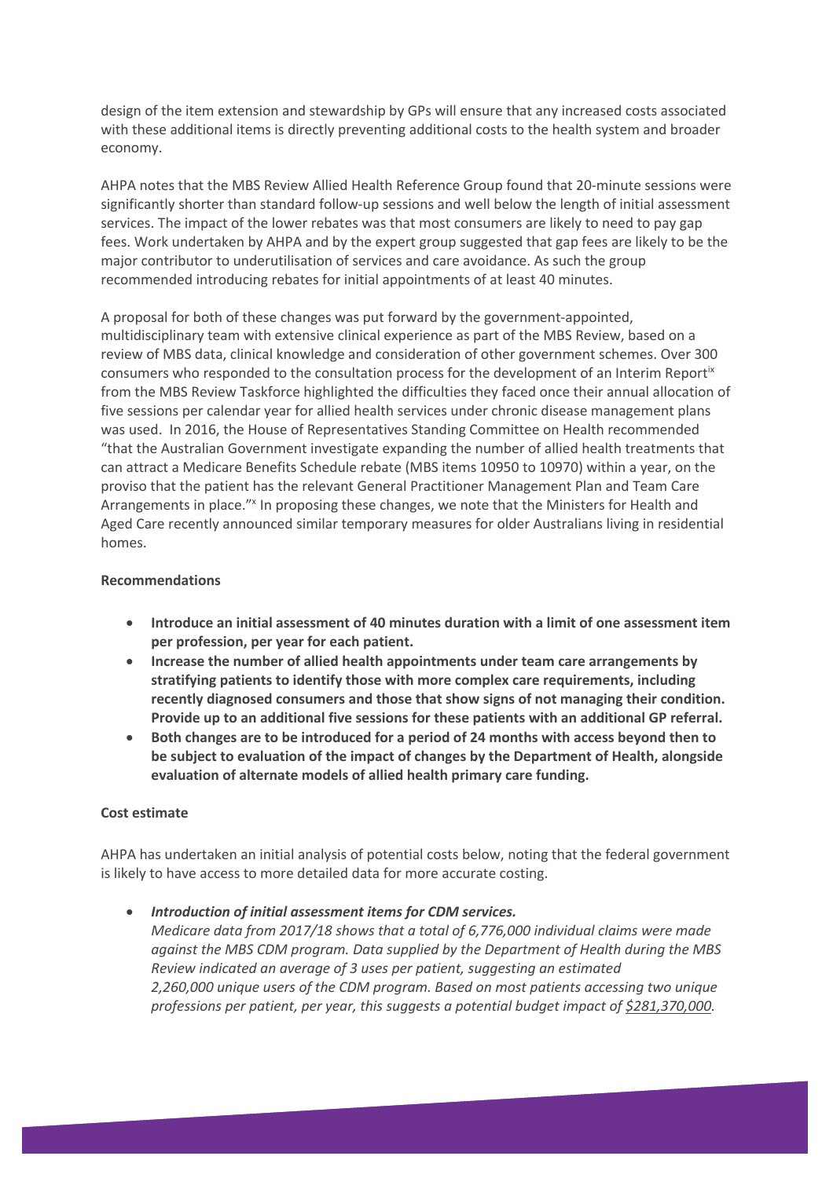design of the item extension and stewardship by GPs will ensure that any increased costs associated with these additional items is directly preventing additional costs to the health system and broader economy.

AHPA notes that the MBS Review Allied Health Reference Group found that 20-minute sessions were significantly shorter than standard follow-up sessions and well below the length of initial assessment services. The impact of the lower rebates was that most consumers are likely to need to pay gap fees. Work undertaken by AHPA and by the expert group suggested that gap fees are likely to be the major contributor to underutilisation of services and care avoidance. As such the group recommended introducing rebates for initial appointments of at least 40 minutes.

A proposal for both of these changes was put forward by the government-appointed, multidisciplinary team with extensive clinical experience as part of the MBS Review, based on a review of MBS data, clinical knowledge and consideration of other government schemes. Over 300 consumers who responded to the consultation process for the development of an Interim Report[ix] from the MBS Review Taskforce highlighted the difficulties they faced once their annual allocation of five sessions per calendar year for allied health services under chronic disease management plans was used. In 2016, the House of Representatives Standing Committee on Health recommended "that the Australian Government investigate expanding the number of allied health treatments that can attract a Medicare Benefits Schedule rebate (MBS items 10950 to 10970) within a year, on the proviso that the patient has the relevant General Practitioner Management Plan and Team Care Arrangements in place."[x] In proposing these changes, we note that the Ministers for Health and Aged Care recently announced similar temporary measures for older Australians living in residential homes.

**Recommendations**

- **Introduce an initial assessment of 40 minutes duration with a limit of one assessment item per profession, per year for each patient.**
- **Increase the number of allied health appointments under team care arrangements by stratifying patients to identify those with more complex care requirements, including recently diagnosed consumers and those that show signs of not managing their condition. Provide up to an additional five sessions for these patients with an additional GP referral.**
- **Both changes are to be introduced for a period of 24 months with access beyond then to be subject to evaluation of the impact of changes by the Department of Health, alongside evaluation of alternate models of allied health primary care funding.**

**Cost estimate**

AHPA has undertaken an initial analysis of potential costs below, noting that the federal government is likely to have access to more detailed data for more accurate costing.

- ***Introduction of initial assessment items for CDM services.***
  *Medicare data from 2017/18 shows that a total of 6,776,000 individual claims were made against the MBS CDM program. Data supplied by the Department of Health during the MBS Review indicated an average of 3 uses per patient, suggesting an estimated 2,260,000 unique users of the CDM program. Based on most patients accessing two unique professions per patient, per year, this suggests a potential budget impact of $281,370,000.*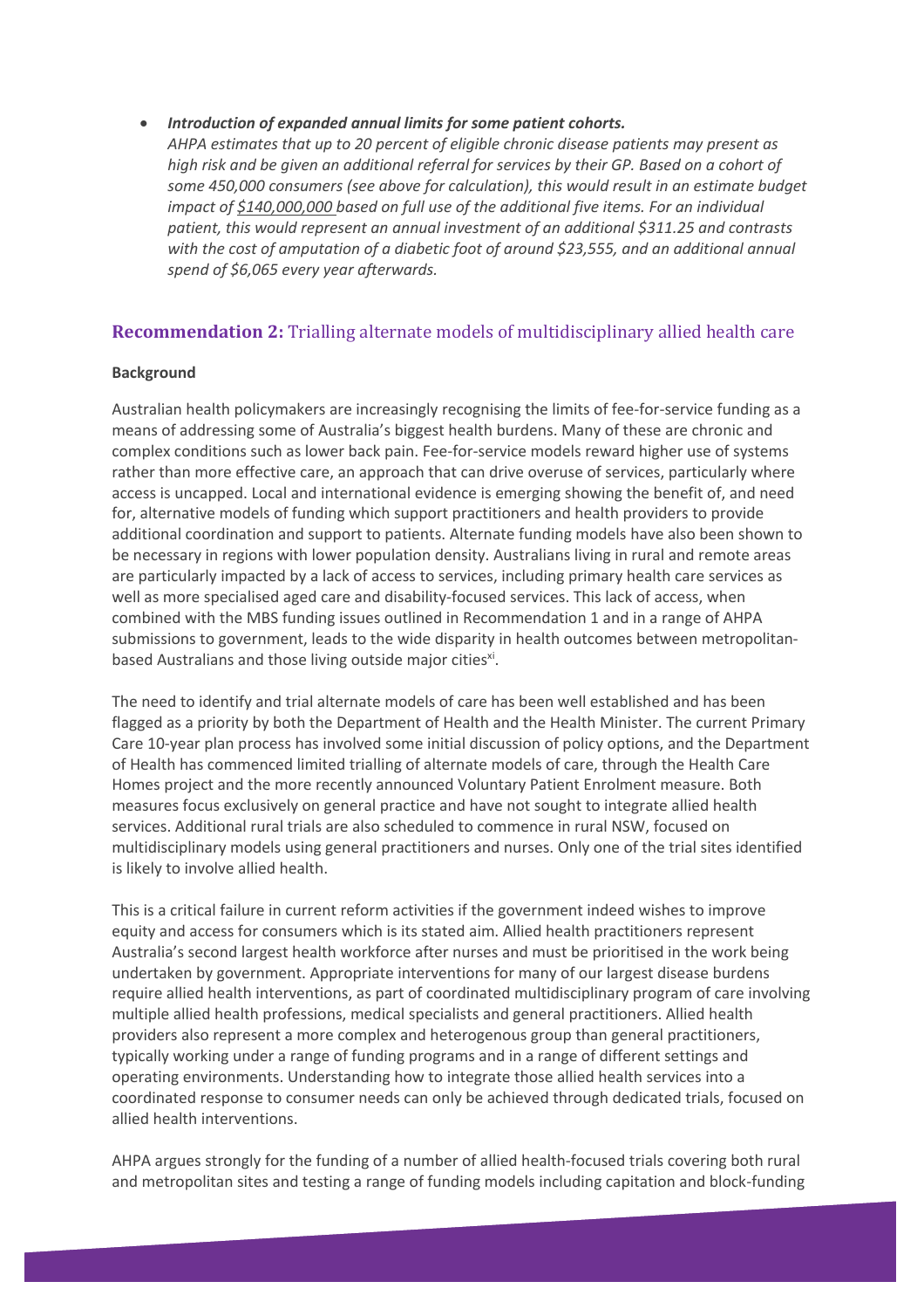- ***Introduction of expanded annual limits for some patient cohorts.***
  *AHPA estimates that up to 20 percent of eligible chronic disease patients may present as high risk and be given an additional referral for services by their GP. Based on a cohort of some 450,000 consumers (see above for calculation), this would result in an estimate budget impact of <u>$140,000,000</u> based on full use of the additional five items. For an individual patient, this would represent an annual investment of an additional $311.25 and contrasts with the cost of amputation of a diabetic foot of around $23,555, and an additional annual spend of $6,065 every year afterwards.*

## **Recommendation 2:** Trialling alternate models of multidisciplinary allied health care

**Background**

Australian health policymakers are increasingly recognising the limits of fee-for-service funding as a means of addressing some of Australia's biggest health burdens. Many of these are chronic and complex conditions such as lower back pain. Fee-for-service models reward higher use of systems rather than more effective care, an approach that can drive overuse of services, particularly where access is uncapped. Local and international evidence is emerging showing the benefit of, and need for, alternative models of funding which support practitioners and health providers to provide additional coordination and support to patients. Alternate funding models have also been shown to be necessary in regions with lower population density. Australians living in rural and remote areas are particularly impacted by a lack of access to services, including primary health care services as well as more specialised aged care and disability-focused services. This lack of access, when combined with the MBS funding issues outlined in Recommendation 1 and in a range of AHPA submissions to government, leads to the wide disparity in health outcomes between metropolitan-based Australians and those living outside major cities[xi].

The need to identify and trial alternate models of care has been well established and has been flagged as a priority by both the Department of Health and the Health Minister. The current Primary Care 10-year plan process has involved some initial discussion of policy options, and the Department of Health has commenced limited trialling of alternate models of care, through the Health Care Homes project and the more recently announced Voluntary Patient Enrolment measure. Both measures focus exclusively on general practice and have not sought to integrate allied health services. Additional rural trials are also scheduled to commence in rural NSW, focused on multidisciplinary models using general practitioners and nurses. Only one of the trial sites identified is likely to involve allied health.

This is a critical failure in current reform activities if the government indeed wishes to improve equity and access for consumers which is its stated aim. Allied health practitioners represent Australia's second largest health workforce after nurses and must be prioritised in the work being undertaken by government. Appropriate interventions for many of our largest disease burdens require allied health interventions, as part of coordinated multidisciplinary program of care involving multiple allied health professions, medical specialists and general practitioners. Allied health providers also represent a more complex and heterogenous group than general practitioners, typically working under a range of funding programs and in a range of different settings and operating environments. Understanding how to integrate those allied health services into a coordinated response to consumer needs can only be achieved through dedicated trials, focused on allied health interventions.

AHPA argues strongly for the funding of a number of allied health-focused trials covering both rural and metropolitan sites and testing a range of funding models including capitation and block-funding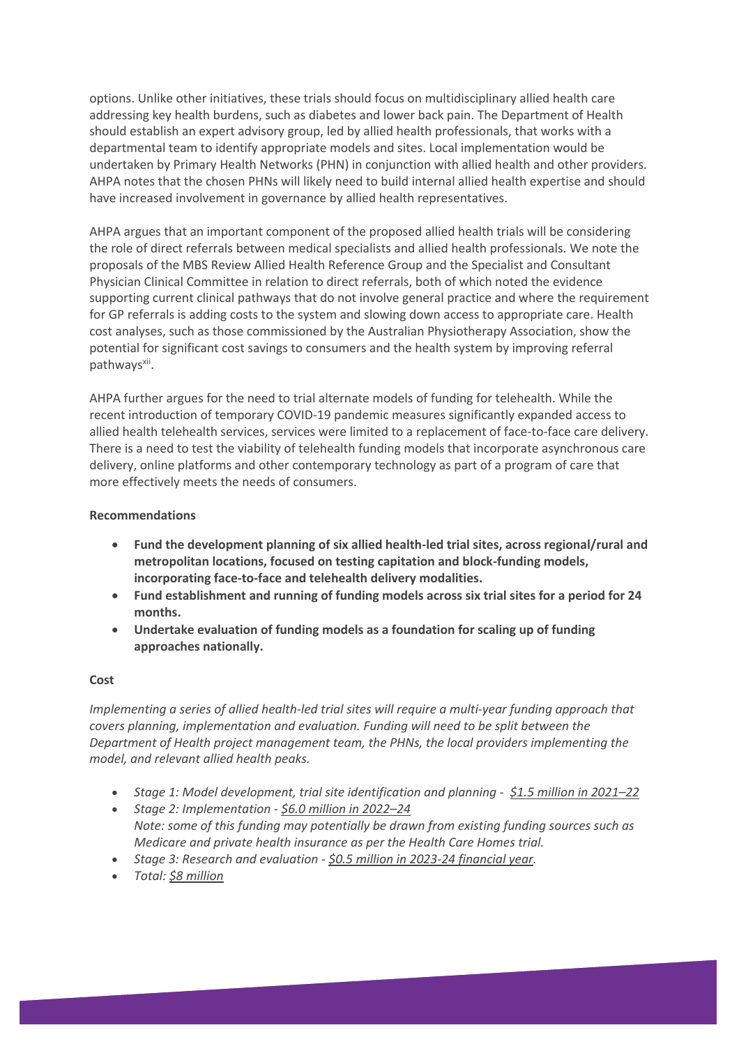options. Unlike other initiatives, these trials should focus on multidisciplinary allied health care addressing key health burdens, such as diabetes and lower back pain. The Department of Health should establish an expert advisory group, led by allied health professionals, that works with a departmental team to identify appropriate models and sites. Local implementation would be undertaken by Primary Health Networks (PHN) in conjunction with allied health and other providers. AHPA notes that the chosen PHNs will likely need to build internal allied health expertise and should have increased involvement in governance by allied health representatives.

AHPA argues that an important component of the proposed allied health trials will be considering the role of direct referrals between medical specialists and allied health professionals. We note the proposals of the MBS Review Allied Health Reference Group and the Specialist and Consultant Physician Clinical Committee in relation to direct referrals, both of which noted the evidence supporting current clinical pathways that do not involve general practice and where the requirement for GP referrals is adding costs to the system and slowing down access to appropriate care. Health cost analyses, such as those commissioned by the Australian Physiotherapy Association, show the potential for significant cost savings to consumers and the health system by improving referral pathways[xii].

AHPA further argues for the need to trial alternate models of funding for telehealth. While the recent introduction of temporary COVID-19 pandemic measures significantly expanded access to allied health telehealth services, services were limited to a replacement of face-to-face care delivery. There is a need to test the viability of telehealth funding models that incorporate asynchronous care delivery, online platforms and other contemporary technology as part of a program of care that more effectively meets the needs of consumers.

**Recommendations**

- **Fund the development planning of six allied health-led trial sites, across regional/rural and metropolitan locations, focused on testing capitation and block-funding models, incorporating face-to-face and telehealth delivery modalities.**
- **Fund establishment and running of funding models across six trial sites for a period for 24 months.**
- **Undertake evaluation of funding models as a foundation for scaling up of funding approaches nationally.**

**Cost**

*Implementing a series of allied health-led trial sites will require a multi-year funding approach that covers planning, implementation and evaluation. Funding will need to be split between the Department of Health project management team, the PHNs, the local providers implementing the model, and relevant allied health peaks.*

- *Stage 1: Model development, trial site identification and planning - $1.5 million in 2021–22*
- *Stage 2: Implementation - $6.0 million in 2022–24*
  *Note: some of this funding may potentially be drawn from existing funding sources such as Medicare and private health insurance as per the Health Care Homes trial.*
- *Stage 3: Research and evaluation - $0.5 million in 2023-24 financial year.*
- *Total: $8 million*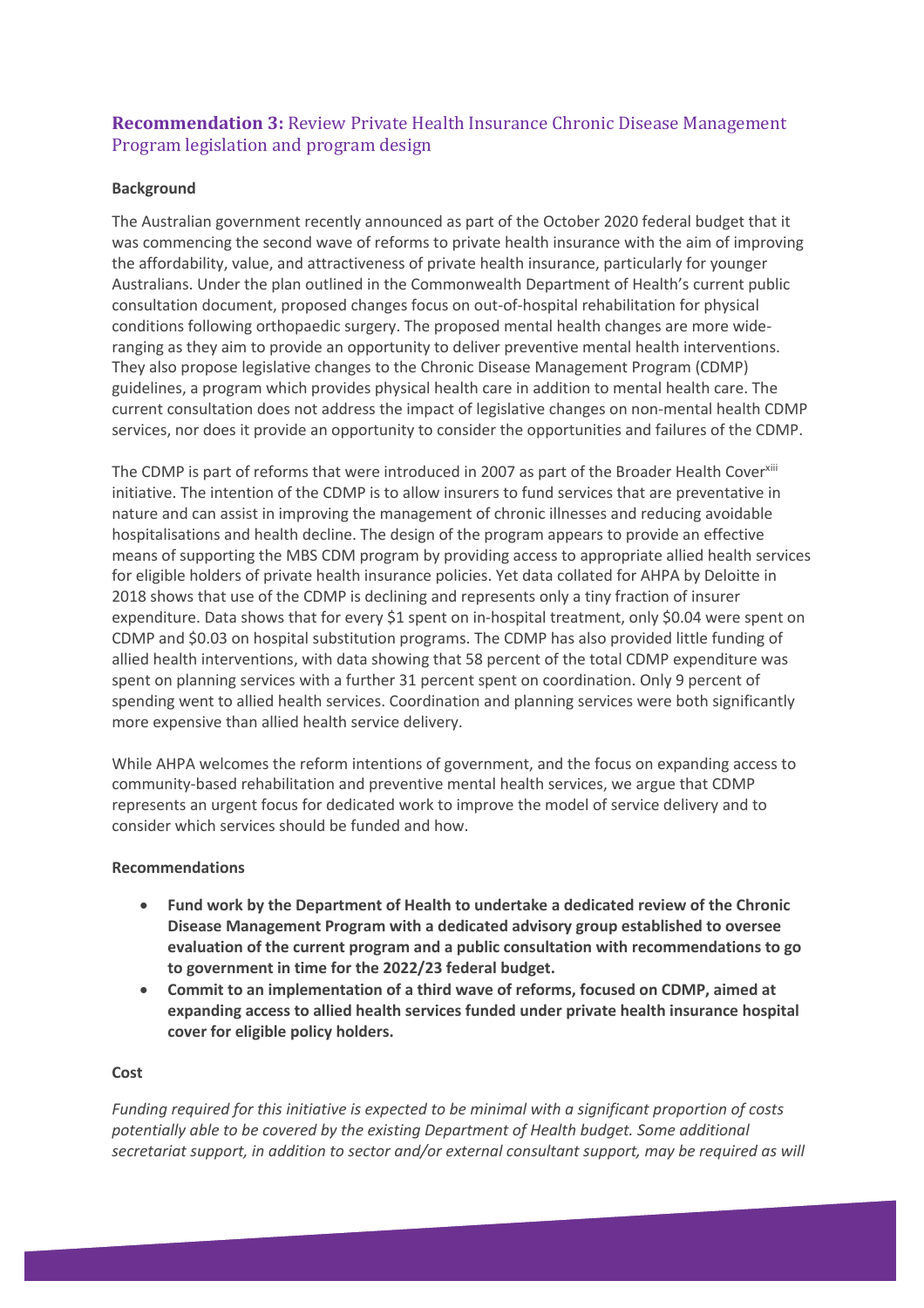## **Recommendation 3:** Review Private Health Insurance Chronic Disease Management Program legislation and program design

**Background**

The Australian government recently announced as part of the October 2020 federal budget that it was commencing the second wave of reforms to private health insurance with the aim of improving the affordability, value, and attractiveness of private health insurance, particularly for younger Australians. Under the plan outlined in the Commonwealth Department of Health's current public consultation document, proposed changes focus on out-of-hospital rehabilitation for physical conditions following orthopaedic surgery. The proposed mental health changes are more wide-ranging as they aim to provide an opportunity to deliver preventive mental health interventions. They also propose legislative changes to the Chronic Disease Management Program (CDMP) guidelines, a program which provides physical health care in addition to mental health care. The current consultation does not address the impact of legislative changes on non-mental health CDMP services, nor does it provide an opportunity to consider the opportunities and failures of the CDMP.

The CDMP is part of reforms that were introduced in 2007 as part of the Broader Health Cover[xiii] initiative. The intention of the CDMP is to allow insurers to fund services that are preventative in nature and can assist in improving the management of chronic illnesses and reducing avoidable hospitalisations and health decline. The design of the program appears to provide an effective means of supporting the MBS CDM program by providing access to appropriate allied health services for eligible holders of private health insurance policies. Yet data collated for AHPA by Deloitte in 2018 shows that use of the CDMP is declining and represents only a tiny fraction of insurer expenditure. Data shows that for every $1 spent on in-hospital treatment, only $0.04 were spent on CDMP and $0.03 on hospital substitution programs. The CDMP has also provided little funding of allied health interventions, with data showing that 58 percent of the total CDMP expenditure was spent on planning services with a further 31 percent spent on coordination. Only 9 percent of spending went to allied health services. Coordination and planning services were both significantly more expensive than allied health service delivery.

While AHPA welcomes the reform intentions of government, and the focus on expanding access to community-based rehabilitation and preventive mental health services, we argue that CDMP represents an urgent focus for dedicated work to improve the model of service delivery and to consider which services should be funded and how.

**Recommendations**

- **Fund work by the Department of Health to undertake a dedicated review of the Chronic Disease Management Program with a dedicated advisory group established to oversee evaluation of the current program and a public consultation with recommendations to go to government in time for the 2022/23 federal budget.**
- **Commit to an implementation of a third wave of reforms, focused on CDMP, aimed at expanding access to allied health services funded under private health insurance hospital cover for eligible policy holders.**

**Cost**

*Funding required for this initiative is expected to be minimal with a significant proportion of costs potentially able to be covered by the existing Department of Health budget. Some additional secretariat support, in addition to sector and/or external consultant support, may be required as will*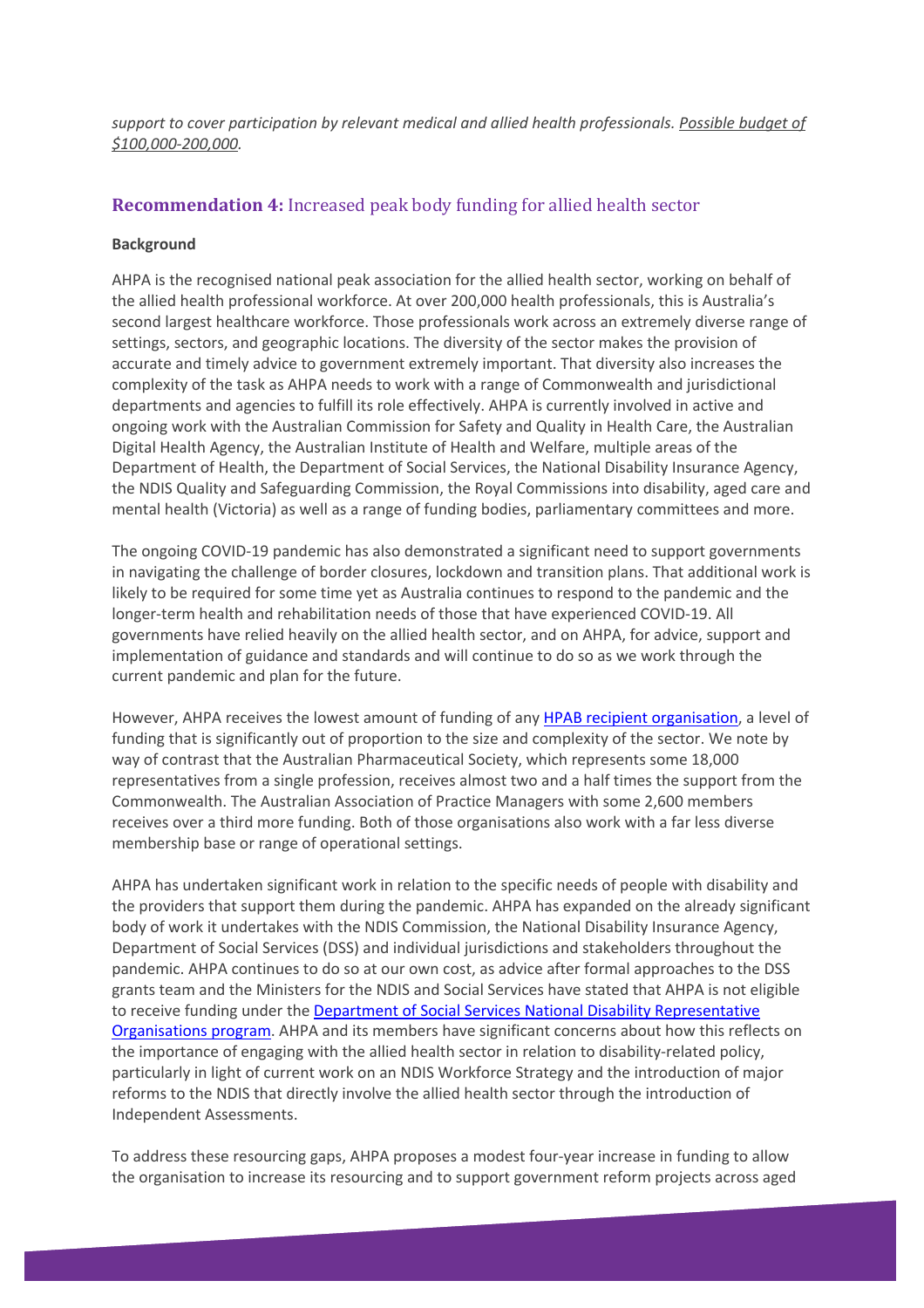*support to cover participation by relevant medical and allied health professionals. Possible budget of $100,000-200,000.*

## **Recommendation 4:** Increased peak body funding for allied health sector

**Background**

AHPA is the recognised national peak association for the allied health sector, working on behalf of the allied health professional workforce. At over 200,000 health professionals, this is Australia's second largest healthcare workforce. Those professionals work across an extremely diverse range of settings, sectors, and geographic locations. The diversity of the sector makes the provision of accurate and timely advice to government extremely important. That diversity also increases the complexity of the task as AHPA needs to work with a range of Commonwealth and jurisdictional departments and agencies to fulfill its role effectively. AHPA is currently involved in active and ongoing work with the Australian Commission for Safety and Quality in Health Care, the Australian Digital Health Agency, the Australian Institute of Health and Welfare, multiple areas of the Department of Health, the Department of Social Services, the National Disability Insurance Agency, the NDIS Quality and Safeguarding Commission, the Royal Commissions into disability, aged care and mental health (Victoria) as well as a range of funding bodies, parliamentary committees and more.

The ongoing COVID-19 pandemic has also demonstrated a significant need to support governments in navigating the challenge of border closures, lockdown and transition plans. That additional work is likely to be required for some time yet as Australia continues to respond to the pandemic and the longer-term health and rehabilitation needs of those that have experienced COVID-19. All governments have relied heavily on the allied health sector, and on AHPA, for advice, support and implementation of guidance and standards and will continue to do so as we work through the current pandemic and plan for the future.

However, AHPA receives the lowest amount of funding of any HPAB recipient organisation, a level of funding that is significantly out of proportion to the size and complexity of the sector. We note by way of contrast that the Australian Pharmaceutical Society, which represents some 18,000 representatives from a single profession, receives almost two and a half times the support from the Commonwealth. The Australian Association of Practice Managers with some 2,600 members receives over a third more funding. Both of those organisations also work with a far less diverse membership base or range of operational settings.

AHPA has undertaken significant work in relation to the specific needs of people with disability and the providers that support them during the pandemic. AHPA has expanded on the already significant body of work it undertakes with the NDIS Commission, the National Disability Insurance Agency, Department of Social Services (DSS) and individual jurisdictions and stakeholders throughout the pandemic. AHPA continues to do so at our own cost, as advice after formal approaches to the DSS grants team and the Ministers for the NDIS and Social Services have stated that AHPA is not eligible to receive funding under the Department of Social Services National Disability Representative Organisations program. AHPA and its members have significant concerns about how this reflects on the importance of engaging with the allied health sector in relation to disability-related policy, particularly in light of current work on an NDIS Workforce Strategy and the introduction of major reforms to the NDIS that directly involve the allied health sector through the introduction of Independent Assessments.

To address these resourcing gaps, AHPA proposes a modest four-year increase in funding to allow the organisation to increase its resourcing and to support government reform projects across aged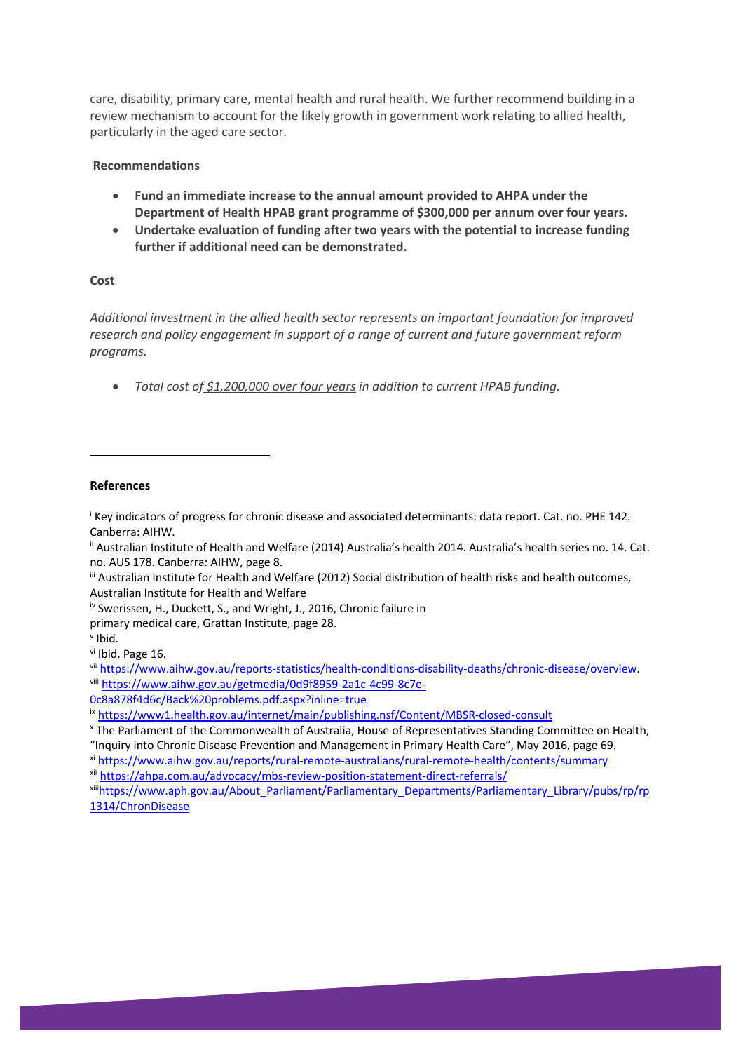care, disability, primary care, mental health and rural health. We further recommend building in a review mechanism to account for the likely growth in government work relating to allied health, particularly in the aged care sector.

**Recommendations**

- **Fund an immediate increase to the annual amount provided to AHPA under the Department of Health HPAB grant programme of $300,000 per annum over four years.**
- **Undertake evaluation of funding after two years with the potential to increase funding further if additional need can be demonstrated.**

**Cost**

*Additional investment in the allied health sector represents an important foundation for improved research and policy engagement in support of a range of current and future government reform programs.*

- *Total cost of $1,200,000 over four years in addition to current HPAB funding.*

---

**References**

[i] Key indicators of progress for chronic disease and associated determinants: data report. Cat. no. PHE 142. Canberra: AIHW.

[ii] Australian Institute of Health and Welfare (2014) Australia's health 2014. Australia's health series no. 14. Cat. no. AUS 178. Canberra: AIHW, page 8.

[iii] Australian Institute for Health and Welfare (2012) Social distribution of health risks and health outcomes, Australian Institute for Health and Welfare

[iv] Swerissen, H., Duckett, S., and Wright, J., 2016, Chronic failure in primary medical care, Grattan Institute, page 28.

[v] Ibid.

[vi] Ibid. Page 16.

[vii] https://www.aihw.gov.au/reports-statistics/health-conditions-disability-deaths/chronic-disease/overview.

[viii] https://www.aihw.gov.au/getmedia/0d9f8959-2a1c-4c99-8c7e-0c8a878f4d6c/Back%20problems.pdf.aspx?inline=true

[ix] https://www1.health.gov.au/internet/main/publishing.nsf/Content/MBSR-closed-consult

[x] The Parliament of the Commonwealth of Australia, House of Representatives Standing Committee on Health, "Inquiry into Chronic Disease Prevention and Management in Primary Health Care", May 2016, page 69.

[xi] https://www.aihw.gov.au/reports/rural-remote-australians/rural-remote-health/contents/summary

[xii] https://ahpa.com.au/advocacy/mbs-review-position-statement-direct-referrals/

[xiii] https://www.aph.gov.au/About_Parliament/Parliamentary_Departments/Parliamentary_Library/pubs/rp/rp1314/ChronDisease